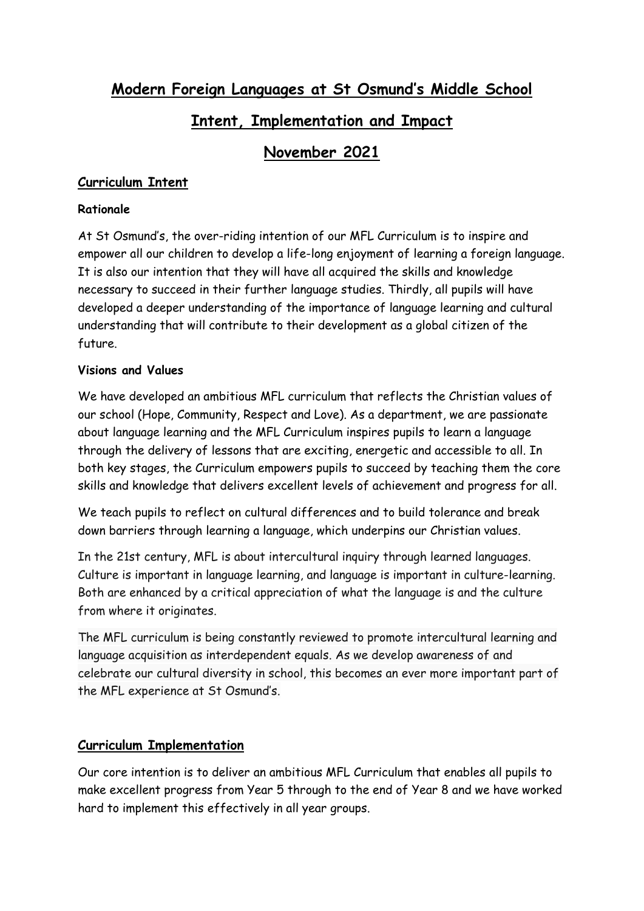# Modern Foreign Languages at St Osmund's Middle School

# Intent, Implementation and Impact

# November 2021

## Curriculum Intent

### Rationale

At St Osmund's, the over-riding intention of our MFL Curriculum is to inspire and empower all our children to develop a life-long enjoyment of learning a foreign language. It is also our intention that they will have all acquired the skills and knowledge necessary to succeed in their further language studies. Thirdly, all pupils will have developed a deeper understanding of the importance of language learning and cultural understanding that will contribute to their development as a global citizen of the future.

### Visions and Values

We have developed an ambitious MFL curriculum that reflects the Christian values of our school (Hope, Community, Respect and Love). As a department, we are passionate about language learning and the MFL Curriculum inspires pupils to learn a language through the delivery of lessons that are exciting, energetic and accessible to all. In both key stages, the Curriculum empowers pupils to succeed by teaching them the core skills and knowledge that delivers excellent levels of achievement and progress for all.

We teach pupils to reflect on cultural differences and to build tolerance and break down barriers through learning a language, which underpins our Christian values.

In the 21st century, MFL is about intercultural inquiry through learned languages. Culture is important in language learning, and language is important in culture-learning. Both are enhanced by a critical appreciation of what the language is and the culture from where it originates.

The MFL curriculum is being constantly reviewed to promote intercultural learning and language acquisition as interdependent equals. As we develop awareness of and celebrate our cultural diversity in school, this becomes an ever more important part of the MFL experience at St Osmund's.

## Curriculum Implementation

Our core intention is to deliver an ambitious MFL Curriculum that enables all pupils to make excellent progress from Year 5 through to the end of Year 8 and we have worked hard to implement this effectively in all year groups.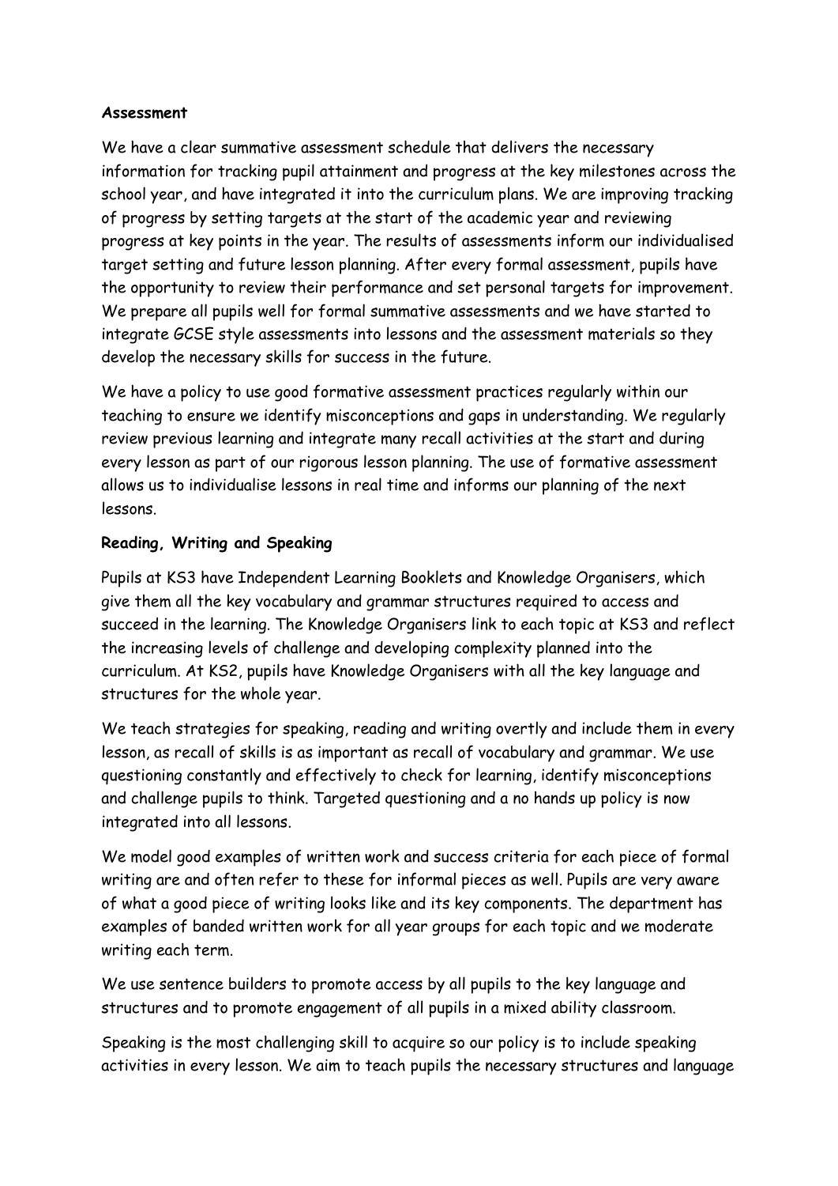**Assessment**

We have a clear summative assessment schedule that delivers the necessary information for tracking pupil attainment and progress at the key milestones across the school year, and have integrated it into the curriculum plans. We are improving tracking of progress by setting targets at the start of the academic year and reviewing progress at key points in the year. The results of assessments inform our individualised target setting and future lesson planning. After every formal assessment, pupils have the opportunity to review their performance and set personal targets for improvement. We prepare all pupils well for formal summative assessments and we have started to integrate GCSE style assessments into lessons and the assessment materials so they develop the necessary skills for success in the future.

We have a policy to use good formative assessment practices regularly within our teaching to ensure we identify misconceptions and gaps in understanding. We regularly review previous learning and integrate many recall activities at the start and during every lesson as part of our rigorous lesson planning. The use of formative assessment allows us to individualise lessons in real time and informs our planning of the next lessons.

**Reading, Writing and Speaking**

Pupils at KS3 have Independent Learning Booklets and Knowledge Organisers, which give them all the key vocabulary and grammar structures required to access and succeed in the learning. The Knowledge Organisers link to each topic at KS3 and reflect the increasing levels of challenge and developing complexity planned into the curriculum. At KS2, pupils have Knowledge Organisers with all the key language and structures for the whole year.

We teach strategies for speaking, reading and writing overtly and include them in every lesson, as recall of skills is as important as recall of vocabulary and grammar. We use questioning constantly and effectively to check for learning, identify misconceptions and challenge pupils to think. Targeted questioning and a no hands up policy is now integrated into all lessons.

We model good examples of written work and success criteria for each piece of formal writing are and often refer to these for informal pieces as well. Pupils are very aware of what a good piece of writing looks like and its key components. The department has examples of banded written work for all year groups for each topic and we moderate writing each term.

We use sentence builders to promote access by all pupils to the key language and structures and to promote engagement of all pupils in a mixed ability classroom.

Speaking is the most challenging skill to acquire so our policy is to include speaking activities in every lesson. We aim to teach pupils the necessary structures and language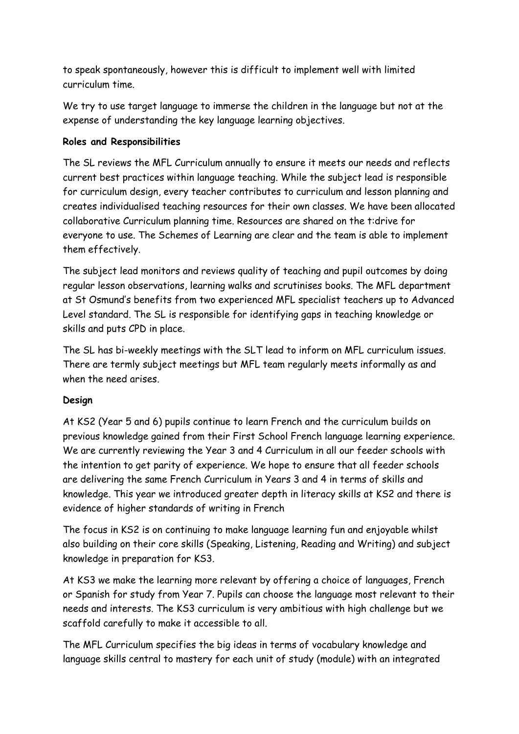to speak spontaneously, however this is difficult to implement well with limited curriculum time.

We try to use target language to immerse the children in the language but not at the expense of understanding the key language learning objectives.

**Roles and Responsibilities**

The SL reviews the MFL Curriculum annually to ensure it meets our needs and reflects current best practices within language teaching. While the subject lead is responsible for curriculum design, every teacher contributes to curriculum and lesson planning and creates individualised teaching resources for their own classes. We have been allocated collaborative Curriculum planning time. Resources are shared on the t:drive for everyone to use. The Schemes of Learning are clear and the team is able to implement them effectively.

The subject lead monitors and reviews quality of teaching and pupil outcomes by doing regular lesson observations, learning walks and scrutinises books. The MFL department at St Osmund's benefits from two experienced MFL specialist teachers up to Advanced Level standard. The SL is responsible for identifying gaps in teaching knowledge or skills and puts CPD in place.

The SL has bi-weekly meetings with the SLT lead to inform on MFL curriculum issues. There are termly subject meetings but MFL team regularly meets informally as and when the need arises.

**Design**

At KS2 (Year 5 and 6) pupils continue to learn French and the curriculum builds on previous knowledge gained from their First School French language learning experience. We are currently reviewing the Year 3 and 4 Curriculum in all our feeder schools with the intention to get parity of experience. We hope to ensure that all feeder schools are delivering the same French Curriculum in Years 3 and 4 in terms of skills and knowledge. This year we introduced greater depth in literacy skills at KS2 and there is evidence of higher standards of writing in French

The focus in KS2 is on continuing to make language learning fun and enjoyable whilst also building on their core skills (Speaking, Listening, Reading and Writing) and subject knowledge in preparation for KS3.

At KS3 we make the learning more relevant by offering a choice of languages, French or Spanish for study from Year 7. Pupils can choose the language most relevant to their needs and interests. The KS3 curriculum is very ambitious with high challenge but we scaffold carefully to make it accessible to all.

The MFL Curriculum specifies the big ideas in terms of vocabulary knowledge and language skills central to mastery for each unit of study (module) with an integrated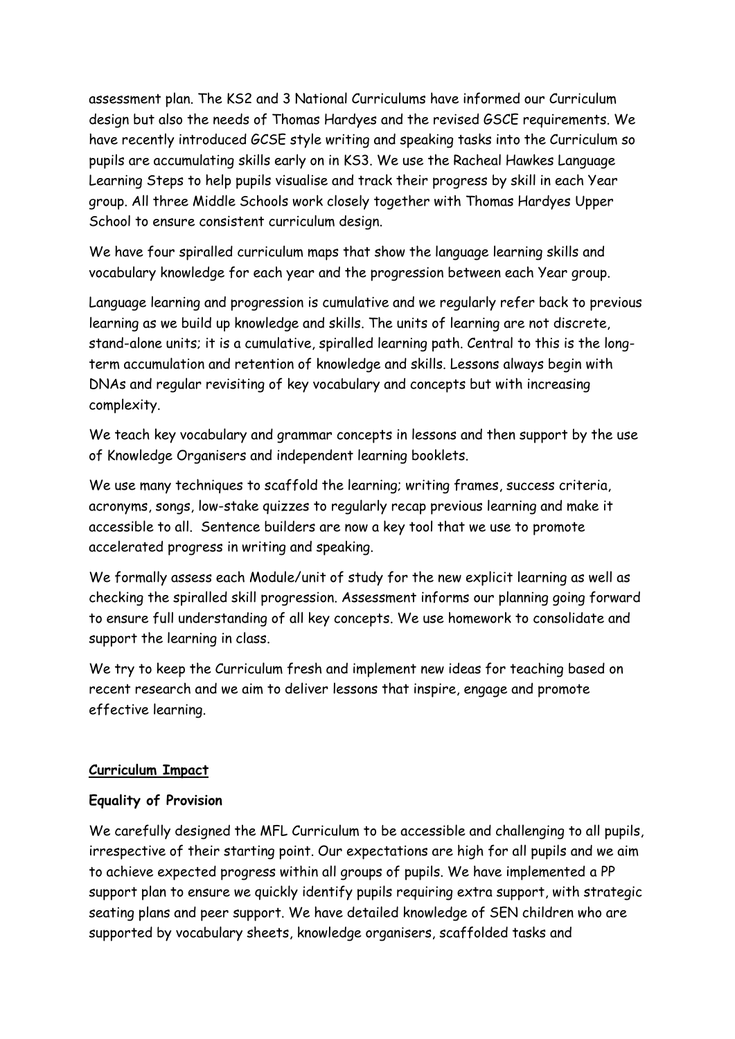assessment plan. The KS2 and 3 National Curriculums have informed our Curriculum design but also the needs of Thomas Hardyes and the revised GSCE requirements. We have recently introduced GCSE style writing and speaking tasks into the Curriculum so pupils are accumulating skills early on in KS3. We use the Racheal Hawkes Language Learning Steps to help pupils visualise and track their progress by skill in each Year group. All three Middle Schools work closely together with Thomas Hardyes Upper School to ensure consistent curriculum design.

We have four spiralled curriculum maps that show the language learning skills and vocabulary knowledge for each year and the progression between each Year group.

Language learning and progression is cumulative and we regularly refer back to previous learning as we build up knowledge and skills. The units of learning are not discrete, stand-alone units; it is a cumulative, spiralled learning path. Central to this is the long-term accumulation and retention of knowledge and skills. Lessons always begin with DNAs and regular revisiting of key vocabulary and concepts but with increasing complexity.

We teach key vocabulary and grammar concepts in lessons and then support by the use of Knowledge Organisers and independent learning booklets.

We use many techniques to scaffold the learning; writing frames, success criteria, acronyms, songs, low-stake quizzes to regularly recap previous learning and make it accessible to all. Sentence builders are now a key tool that we use to promote accelerated progress in writing and speaking.

We formally assess each Module/unit of study for the new explicit learning as well as checking the spiralled skill progression. Assessment informs our planning going forward to ensure full understanding of all key concepts. We use homework to consolidate and support the learning in class.

We try to keep the Curriculum fresh and implement new ideas for teaching based on recent research and we aim to deliver lessons that inspire, engage and promote effective learning.

## Curriculum Impact

### Equality of Provision

We carefully designed the MFL Curriculum to be accessible and challenging to all pupils, irrespective of their starting point. Our expectations are high for all pupils and we aim to achieve expected progress within all groups of pupils. We have implemented a PP support plan to ensure we quickly identify pupils requiring extra support, with strategic seating plans and peer support. We have detailed knowledge of SEN children who are supported by vocabulary sheets, knowledge organisers, scaffolded tasks and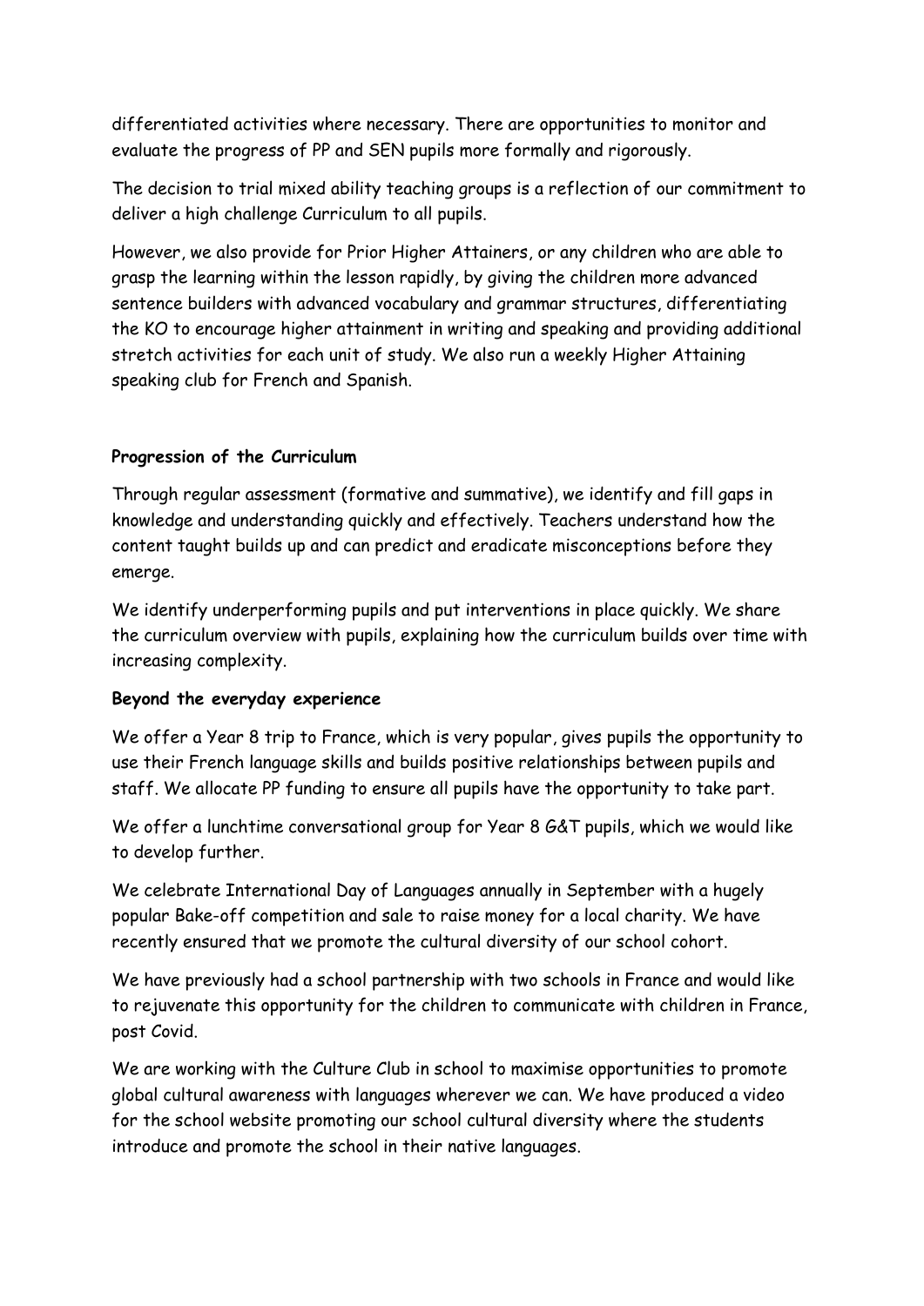differentiated activities where necessary. There are opportunities to monitor and evaluate the progress of PP and SEN pupils more formally and rigorously.

The decision to trial mixed ability teaching groups is a reflection of our commitment to deliver a high challenge Curriculum to all pupils.

However, we also provide for Prior Higher Attainers, or any children who are able to grasp the learning within the lesson rapidly, by giving the children more advanced sentence builders with advanced vocabulary and grammar structures, differentiating the KO to encourage higher attainment in writing and speaking and providing additional stretch activities for each unit of study. We also run a weekly Higher Attaining speaking club for French and Spanish.

**Progression of the Curriculum**

Through regular assessment (formative and summative), we identify and fill gaps in knowledge and understanding quickly and effectively. Teachers understand how the content taught builds up and can predict and eradicate misconceptions before they emerge.

We identify underperforming pupils and put interventions in place quickly. We share the curriculum overview with pupils, explaining how the curriculum builds over time with increasing complexity.

**Beyond the everyday experience**

We offer a Year 8 trip to France, which is very popular, gives pupils the opportunity to use their French language skills and builds positive relationships between pupils and staff. We allocate PP funding to ensure all pupils have the opportunity to take part.

We offer a lunchtime conversational group for Year 8 G&T pupils, which we would like to develop further.

We celebrate International Day of Languages annually in September with a hugely popular Bake-off competition and sale to raise money for a local charity. We have recently ensured that we promote the cultural diversity of our school cohort.

We have previously had a school partnership with two schools in France and would like to rejuvenate this opportunity for the children to communicate with children in France, post Covid.

We are working with the Culture Club in school to maximise opportunities to promote global cultural awareness with languages wherever we can. We have produced a video for the school website promoting our school cultural diversity where the students introduce and promote the school in their native languages.